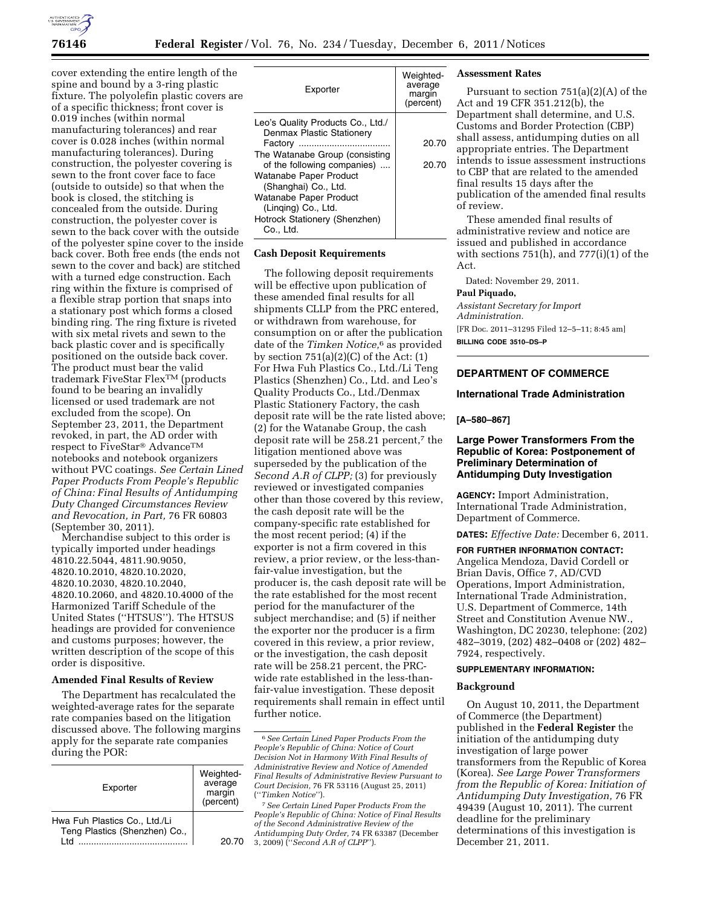cover extending the entire length of the spine and bound by a 3-ring plastic fixture. The polyolefin plastic covers are of a specific thickness; front cover is 0.019 inches (within normal manufacturing tolerances) and rear cover is 0.028 inches (within normal manufacturing tolerances). During construction, the polyester covering is sewn to the front cover face to face (outside to outside) so that when the book is closed, the stitching is concealed from the outside. During construction, the polyester cover is sewn to the back cover with the outside of the polyester spine cover to the inside back cover. Both free ends (the ends not sewn to the cover and back) are stitched with a turned edge construction. Each ring within the fixture is comprised of a flexible strap portion that snaps into a stationary post which forms a closed binding ring. The ring fixture is riveted with six metal rivets and sewn to the back plastic cover and is specifically positioned on the outside back cover. The product must bear the valid trademark FiveStar Flex™ (products found to be bearing an invalidly licensed or used trademark are not excluded from the scope). On September 23, 2011, the Department revoked, in part, the AD order with respect to FiveStar® Advance™ notebooks and notebook organizers without PVC coatings. *See Certain Lined Paper Products From People's Republic of China: Final Results of Antidumping Duty Changed Circumstances Review and Revocation, in Part,* 76 FR 60803 (September 30, 2011).

Merchandise subject to this order is typically imported under headings 4810.22.5044, 4811.90.9050, 4820.10.2010, 4820.10.2020, 4820.10.2030, 4820.10.2040, 4820.10.2060, and 4820.10.4000 of the Harmonized Tariff Schedule of the United States ("HTSUS"). The HTSUS headings are provided for convenience and customs purposes; however, the written description of the scope of this order is dispositive.

**Amended Final Results of Review**

The Department has recalculated the weighted-average rates for the separate rate companies based on the litigation discussed above. The following margins apply for the separate rate companies during the POR:

| Exporter | Weighted-average margin (percent) |
|---|---|
| Hwa Fuh Plastics Co., Ltd./Li Teng Plastics (Shenzhen) Co., Ltd | 20.70 |
| Leo's Quality Products Co., Ltd./Denmax Plastic Stationery Factory | 20.70 |
| The Watanabe Group (consisting of the following companies) | 20.70 |
| Watanabe Paper Product (Shanghai) Co., Ltd. | |
| Watanabe Paper Product (Linqing) Co., Ltd. | |
| Hotrock Stationery (Shenzhen) Co., Ltd. | |

**Cash Deposit Requirements**

The following deposit requirements will be effective upon publication of these amended final results for all shipments CLLP from the PRC entered, or withdrawn from warehouse, for consumption on or after the publication date of the *Timken Notice,*[6] as provided by section 751(a)(2)(C) of the Act: (1) For Hwa Fuh Plastics Co., Ltd./Li Teng Plastics (Shenzhen) Co., Ltd. and Leo's Quality Products Co., Ltd./Denmax Plastic Stationery Factory, the cash deposit rate will be the rate listed above; (2) for the Watanabe Group, the cash deposit rate will be 258.21 percent,[7] the litigation mentioned above was superseded by the publication of the *Second A.R of CLPP;* (3) for previously reviewed or investigated companies other than those covered by this review, the cash deposit rate will be the company-specific rate established for the most recent period; (4) if the exporter is not a firm covered in this review, a prior review, or the less-than-fair-value investigation, but the producer is, the cash deposit rate will be the rate established for the most recent period for the manufacturer of the subject merchandise; and (5) if neither the exporter nor the producer is a firm covered in this review, a prior review, or the investigation, the cash deposit rate will be 258.21 percent, the PRC-wide rate established in the less-than-fair-value investigation. These deposit requirements shall remain in effect until further notice.

[6] *See Certain Lined Paper Products From the People's Republic of China: Notice of Court Decision Not in Harmony With Final Results of Administrative Review and Notice of Amended Final Results of Administrative Review Pursuant to Court Decision,* 76 FR 53116 (August 25, 2011) ("*Timken Notice*").

[7] *See Certain Lined Paper Products From the People's Republic of China: Notice of Final Results of the Second Administrative Review of the Antidumping Duty Order,* 74 FR 63387 (December 3, 2009) ("*Second A.R of CLPP*").

**Assessment Rates**

Pursuant to section 751(a)(2)(A) of the Act and 19 CFR 351.212(b), the Department shall determine, and U.S. Customs and Border Protection (CBP) shall assess, antidumping duties on all appropriate entries. The Department intends to issue assessment instructions to CBP that are related to the amended final results 15 days after the publication of the amended final results of review.

These amended final results of administrative review and notice are issued and published in accordance with sections 751(h), and 777(i)(1) of the Act.

Dated: November 29, 2011.

**Paul Piquado,**

*Assistant Secretary for Import Administration.*

[FR Doc. 2011–31295 Filed 12–5–11; 8:45 am]

**BILLING CODE 3510–DS–P**

## DEPARTMENT OF COMMERCE

### International Trade Administration

**[A–580–867]**

### Large Power Transformers From the Republic of Korea: Postponement of Preliminary Determination of Antidumping Duty Investigation

**AGENCY:** Import Administration, International Trade Administration, Department of Commerce.

**DATES:** *Effective Date:* December 6, 2011.

**FOR FURTHER INFORMATION CONTACT:** Angelica Mendoza, David Cordell or Brian Davis, Office 7, AD/CVD Operations, Import Administration, International Trade Administration, U.S. Department of Commerce, 14th Street and Constitution Avenue NW., Washington, DC 20230, telephone: (202) 482–3019, (202) 482–0408 or (202) 482–7924, respectively.

**SUPPLEMENTARY INFORMATION:**

**Background**

On August 10, 2011, the Department of Commerce (the Department) published in the **Federal Register** the initiation of the antidumping duty investigation of large power transformers from the Republic of Korea (Korea). *See Large Power Transformers from the Republic of Korea: Initiation of Antidumping Duty Investigation,* 76 FR 49439 (August 10, 2011). The current deadline for the preliminary determinations of this investigation is December 21, 2011.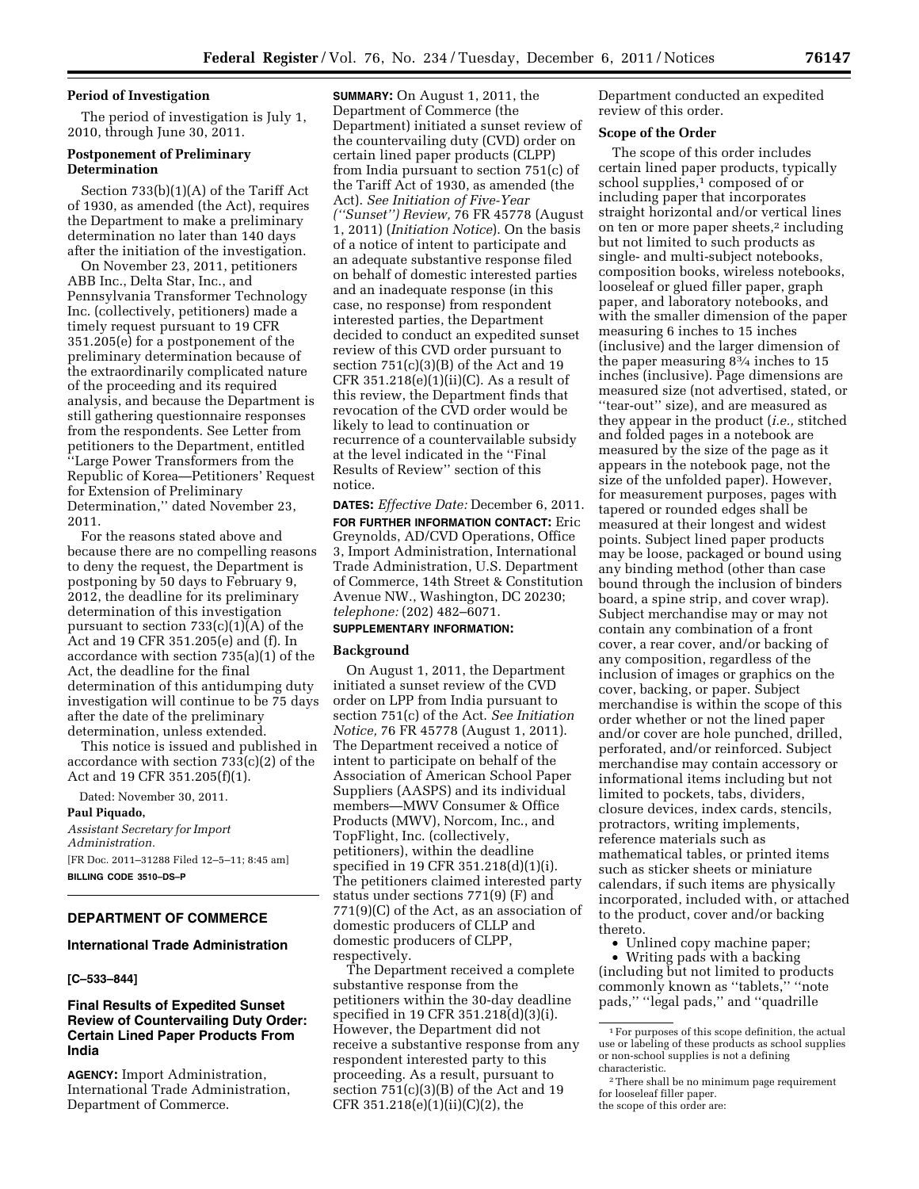## Period of Investigation

The period of investigation is July 1, 2010, through June 30, 2011.

## Postponement of Preliminary Determination

Section 733(b)(1)(A) of the Tariff Act of 1930, as amended (the Act), requires the Department to make a preliminary determination no later than 140 days after the initiation of the investigation.

On November 23, 2011, petitioners ABB Inc., Delta Star, Inc., and Pennsylvania Transformer Technology Inc. (collectively, petitioners) made a timely request pursuant to 19 CFR 351.205(e) for a postponement of the preliminary determination because of the extraordinarily complicated nature of the proceeding and its required analysis, and because the Department is still gathering questionnaire responses from the respondents. See Letter from petitioners to the Department, entitled ''Large Power Transformers from the Republic of Korea—Petitioners' Request for Extension of Preliminary Determination,'' dated November 23, 2011.

For the reasons stated above and because there are no compelling reasons to deny the request, the Department is postponing by 50 days to February 9, 2012, the deadline for its preliminary determination of this investigation pursuant to section 733(c)(1)(A) of the Act and 19 CFR 351.205(e) and (f). In accordance with section 735(a)(1) of the Act, the deadline for the final determination of this antidumping duty investigation will continue to be 75 days after the date of the preliminary determination, unless extended.

This notice is issued and published in accordance with section 733(c)(2) of the Act and 19 CFR 351.205(f)(1).

Dated: November 30, 2011.

**Paul Piquado,**

*Assistant Secretary for Import Administration.*

[FR Doc. 2011–31288 Filed 12–5–11; 8:45 am]

**BILLING CODE 3510–DS–P**

---

## DEPARTMENT OF COMMERCE

### International Trade Administration

**[C–533–844]**

### Final Results of Expedited Sunset Review of Countervailing Duty Order: Certain Lined Paper Products From India

**AGENCY:** Import Administration, International Trade Administration, Department of Commerce.

**SUMMARY:** On August 1, 2011, the Department of Commerce (the Department) initiated a sunset review of the countervailing duty (CVD) order on certain lined paper products (CLPP) from India pursuant to section 751(c) of the Tariff Act of 1930, as amended (the Act). *See Initiation of Five-Year (''Sunset'') Review,* 76 FR 45778 (August 1, 2011) (*Initiation Notice*). On the basis of a notice of intent to participate and an adequate substantive response filed on behalf of domestic interested parties and an inadequate response (in this case, no response) from respondent interested parties, the Department decided to conduct an expedited sunset review of this CVD order pursuant to section 751(c)(3)(B) of the Act and 19 CFR 351.218(e)(1)(ii)(C). As a result of this review, the Department finds that revocation of the CVD order would be likely to lead to continuation or recurrence of a countervailable subsidy at the level indicated in the ''Final Results of Review'' section of this notice.

**DATES:** *Effective Date:* December 6, 2011.

**FOR FURTHER INFORMATION CONTACT:** Eric Greynolds, AD/CVD Operations, Office 3, Import Administration, International Trade Administration, U.S. Department of Commerce, 14th Street & Constitution Avenue NW., Washington, DC 20230; *telephone:* (202) 482–6071.

**SUPPLEMENTARY INFORMATION:**

### Background

On August 1, 2011, the Department initiated a sunset review of the CVD order on LPP from India pursuant to section 751(c) of the Act. *See Initiation Notice,* 76 FR 45778 (August 1, 2011). The Department received a notice of intent to participate on behalf of the Association of American School Paper Suppliers (AASPS) and its individual members—MWV Consumer & Office Products (MWV), Norcom, Inc., and TopFlight, Inc. (collectively, petitioners), within the deadline specified in 19 CFR 351.218(d)(1)(i). The petitioners claimed interested party status under sections 771(9) (F) and 771(9)(C) of the Act, as an association of domestic producers of CLLP and domestic producers of CLPP, respectively.

The Department received a complete substantive response from the petitioners within the 30-day deadline specified in 19 CFR 351.218(d)(3)(i). However, the Department did not receive a substantive response from any respondent interested party to this proceeding. As a result, pursuant to section 751(c)(3)(B) of the Act and 19 CFR 351.218(e)(1)(ii)(C)(2), the Department conducted an expedited review of this order.

### Scope of the Order

The scope of this order includes certain lined paper products, typically school supplies,[1] composed of or including paper that incorporates straight horizontal and/or vertical lines on ten or more paper sheets,[2] including but not limited to such products as single- and multi-subject notebooks, composition books, wireless notebooks, looseleaf or glued filler paper, graph paper, and laboratory notebooks, and with the smaller dimension of the paper measuring 6 inches to 15 inches (inclusive) and the larger dimension of the paper measuring 8¾ inches to 15 inches (inclusive). Page dimensions are measured size (not advertised, stated, or ''tear-out'' size), and are measured as they appear in the product (*i.e.,* stitched and folded pages in a notebook are measured by the size of the page as it appears in the notebook page, not the size of the unfolded paper). However, for measurement purposes, pages with tapered or rounded edges shall be measured at their longest and widest points. Subject lined paper products may be loose, packaged or bound using any binding method (other than case bound through the inclusion of binders board, a spine strip, and cover wrap). Subject merchandise may or may not contain any combination of a front cover, a rear cover, and/or backing of any composition, regardless of the inclusion of images or graphics on the cover, backing, or paper. Subject merchandise is within the scope of this order whether or not the lined paper and/or cover are hole punched, drilled, perforated, and/or reinforced. Subject merchandise may contain accessory or informational items including but not limited to pockets, tabs, dividers, closure devices, index cards, stencils, protractors, writing implements, reference materials such as mathematical tables, or printed items such as sticker sheets or miniature calendars, if such items are physically incorporated, included with, or attached to the product, cover and/or backing thereto.

- Unlined copy machine paper;
- Writing pads with a backing (including but not limited to products commonly known as ''tablets,'' ''note pads,'' ''legal pads,'' and ''quadrille

[1] For purposes of this scope definition, the actual use or labeling of these products as school supplies or non-school supplies is not a defining characteristic.

[2] There shall be no minimum page requirement for looseleaf filler paper.

the scope of this order are: